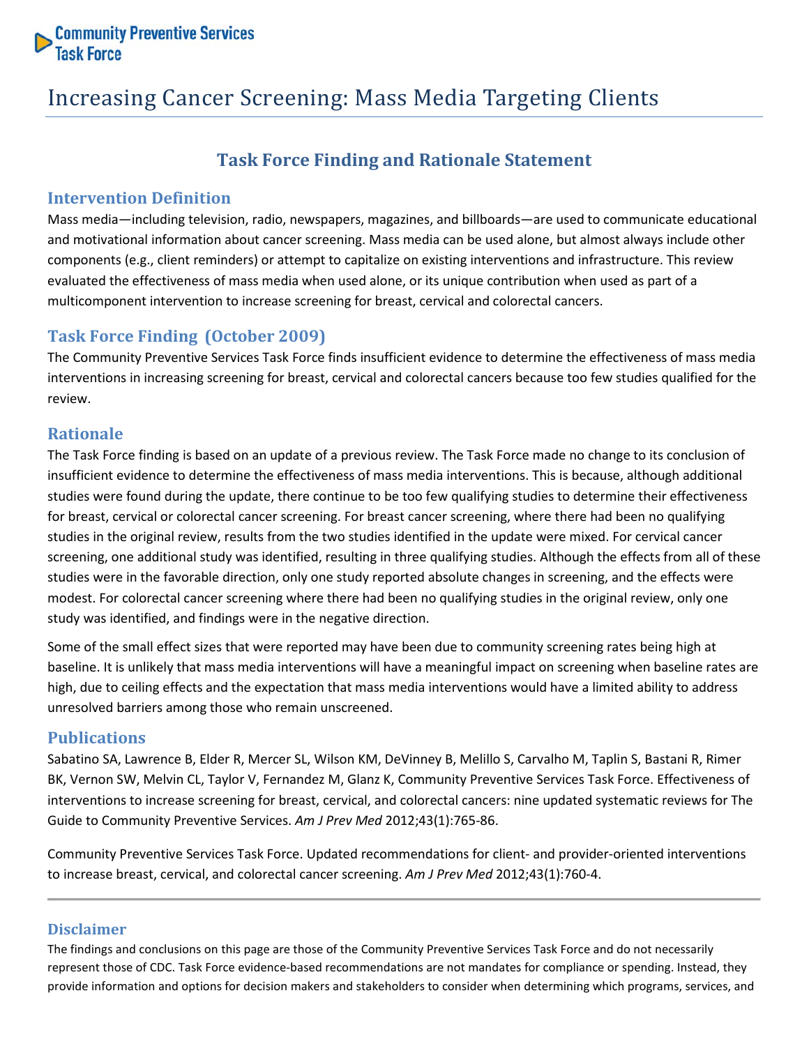Community Preventive Services Task Force

# Increasing Cancer Screening: Mass Media Targeting Clients

## Task Force Finding and Rationale Statement

### Intervention Definition

Mass media—including television, radio, newspapers, magazines, and billboards—are used to communicate educational and motivational information about cancer screening. Mass media can be used alone, but almost always include other components (e.g., client reminders) or attempt to capitalize on existing interventions and infrastructure. This review evaluated the effectiveness of mass media when used alone, or its unique contribution when used as part of a multicomponent intervention to increase screening for breast, cervical and colorectal cancers.

### Task Force Finding (October 2009)

The Community Preventive Services Task Force finds insufficient evidence to determine the effectiveness of mass media interventions in increasing screening for breast, cervical and colorectal cancers because too few studies qualified for the review.

### Rationale

The Task Force finding is based on an update of a previous review. The Task Force made no change to its conclusion of insufficient evidence to determine the effectiveness of mass media interventions. This is because, although additional studies were found during the update, there continue to be too few qualifying studies to determine their effectiveness for breast, cervical or colorectal cancer screening. For breast cancer screening, where there had been no qualifying studies in the original review, results from the two studies identified in the update were mixed. For cervical cancer screening, one additional study was identified, resulting in three qualifying studies. Although the effects from all of these studies were in the favorable direction, only one study reported absolute changes in screening, and the effects were modest. For colorectal cancer screening where there had been no qualifying studies in the original review, only one study was identified, and findings were in the negative direction.

Some of the small effect sizes that were reported may have been due to community screening rates being high at baseline. It is unlikely that mass media interventions will have a meaningful impact on screening when baseline rates are high, due to ceiling effects and the expectation that mass media interventions would have a limited ability to address unresolved barriers among those who remain unscreened.

### Publications

Sabatino SA, Lawrence B, Elder R, Mercer SL, Wilson KM, DeVinney B, Melillo S, Carvalho M, Taplin S, Bastani R, Rimer BK, Vernon SW, Melvin CL, Taylor V, Fernandez M, Glanz K, Community Preventive Services Task Force. Effectiveness of interventions to increase screening for breast, cervical, and colorectal cancers: nine updated systematic reviews for The Guide to Community Preventive Services. *Am J Prev Med* 2012;43(1):765-86.

Community Preventive Services Task Force. Updated recommendations for client- and provider-oriented interventions to increase breast, cervical, and colorectal cancer screening. *Am J Prev Med* 2012;43(1):760-4.

---

### Disclaimer

The findings and conclusions on this page are those of the Community Preventive Services Task Force and do not necessarily represent those of CDC. Task Force evidence-based recommendations are not mandates for compliance or spending. Instead, they provide information and options for decision makers and stakeholders to consider when determining which programs, services, and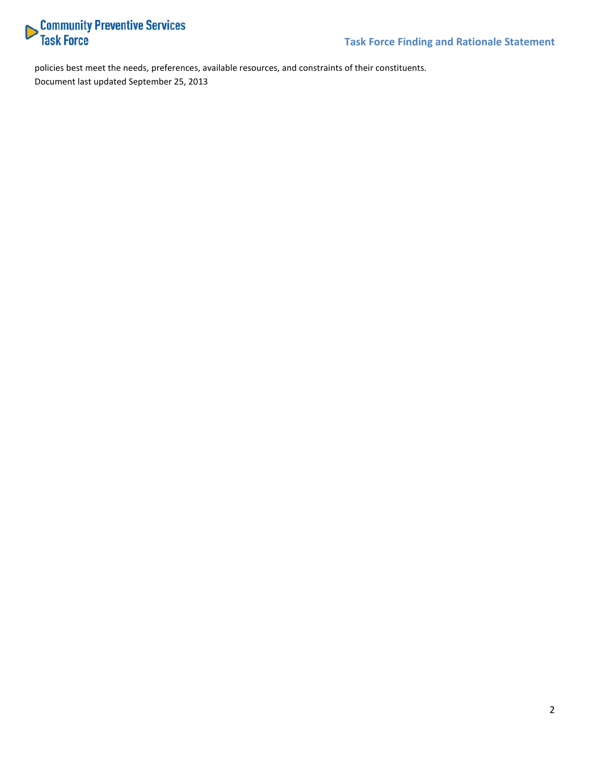policies best meet the needs, preferences, available resources, and constraints of their constituents.

Document last updated September 25, 2013